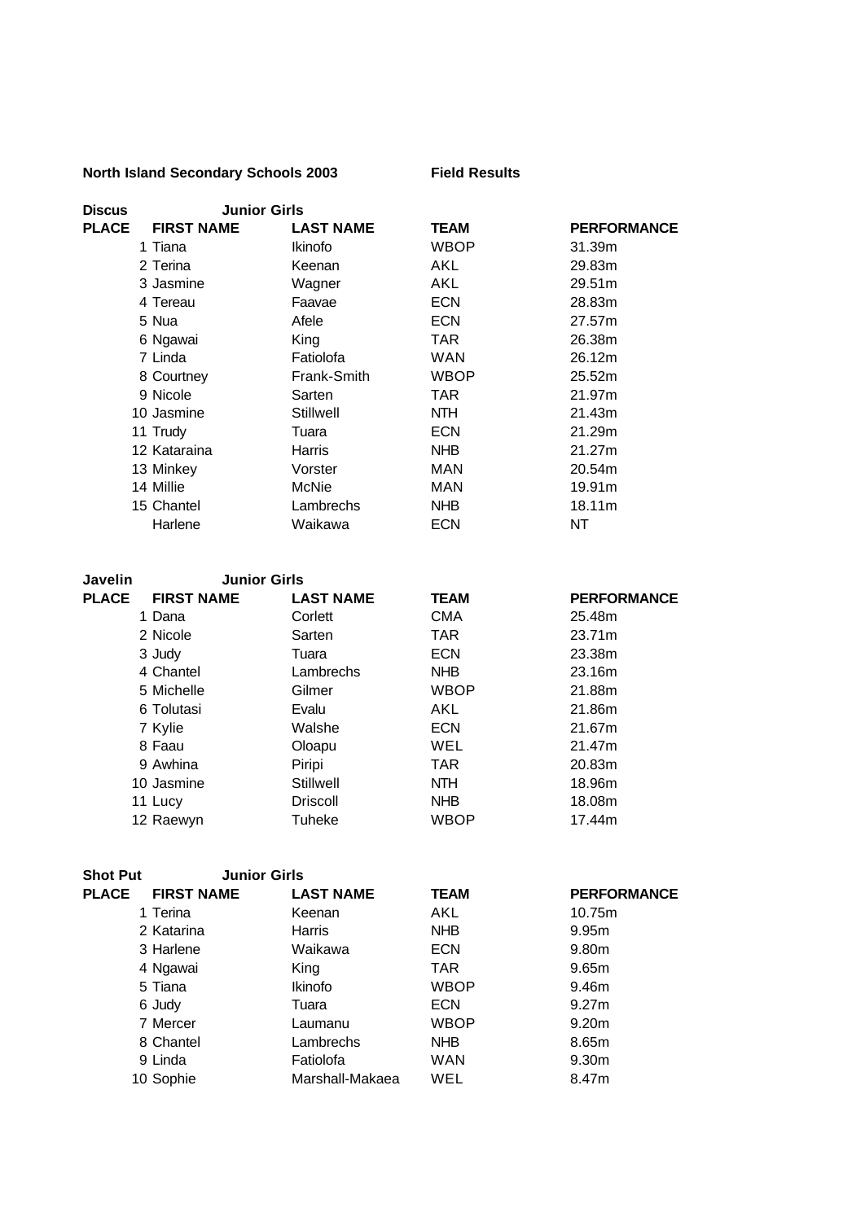**North Island Secondary Schools 2003** **Field Results**

**Discus** **Junior Girls**

| PLACE | FIRST NAME | LAST NAME | TEAM | PERFORMANCE |
|---|---|---|---|---|
| 1 | Tiana | Ikinofo | WBOP | 31.39m |
| 2 | Terina | Keenan | AKL | 29.83m |
| 3 | Jasmine | Wagner | AKL | 29.51m |
| 4 | Tereau | Faavae | ECN | 28.83m |
| 5 | Nua | Afele | ECN | 27.57m |
| 6 | Ngawai | King | TAR | 26.38m |
| 7 | Linda | Fatiolofa | WAN | 26.12m |
| 8 | Courtney | Frank-Smith | WBOP | 25.52m |
| 9 | Nicole | Sarten | TAR | 21.97m |
| 10 | Jasmine | Stillwell | NTH | 21.43m |
| 11 | Trudy | Tuara | ECN | 21.29m |
| 12 | Kataraina | Harris | NHB | 21.27m |
| 13 | Minkey | Vorster | MAN | 20.54m |
| 14 | Millie | McNie | MAN | 19.91m |
| 15 | Chantel | Lambrechs | NHB | 18.11m |
| | Harlene | Waikawa | ECN | NT |

**Javelin** **Junior Girls**

| PLACE | FIRST NAME | LAST NAME | TEAM | PERFORMANCE |
|---|---|---|---|---|
| 1 | Dana | Corlett | CMA | 25.48m |
| 2 | Nicole | Sarten | TAR | 23.71m |
| 3 | Judy | Tuara | ECN | 23.38m |
| 4 | Chantel | Lambrechs | NHB | 23.16m |
| 5 | Michelle | Gilmer | WBOP | 21.88m |
| 6 | Tolutasi | Evalu | AKL | 21.86m |
| 7 | Kylie | Walshe | ECN | 21.67m |
| 8 | Faau | Oloapu | WEL | 21.47m |
| 9 | Awhina | Piripi | TAR | 20.83m |
| 10 | Jasmine | Stillwell | NTH | 18.96m |
| 11 | Lucy | Driscoll | NHB | 18.08m |
| 12 | Raewyn | Tuheke | WBOP | 17.44m |

**Shot Put** **Junior Girls**

| PLACE | FIRST NAME | LAST NAME | TEAM | PERFORMANCE |
|---|---|---|---|---|
| 1 | Terina | Keenan | AKL | 10.75m |
| 2 | Katarina | Harris | NHB | 9.95m |
| 3 | Harlene | Waikawa | ECN | 9.80m |
| 4 | Ngawai | King | TAR | 9.65m |
| 5 | Tiana | Ikinofo | WBOP | 9.46m |
| 6 | Judy | Tuara | ECN | 9.27m |
| 7 | Mercer | Laumanu | WBOP | 9.20m |
| 8 | Chantel | Lambrechs | NHB | 8.65m |
| 9 | Linda | Fatiolofa | WAN | 9.30m |
| 10 | Sophie | Marshall-Makaea | WEL | 8.47m |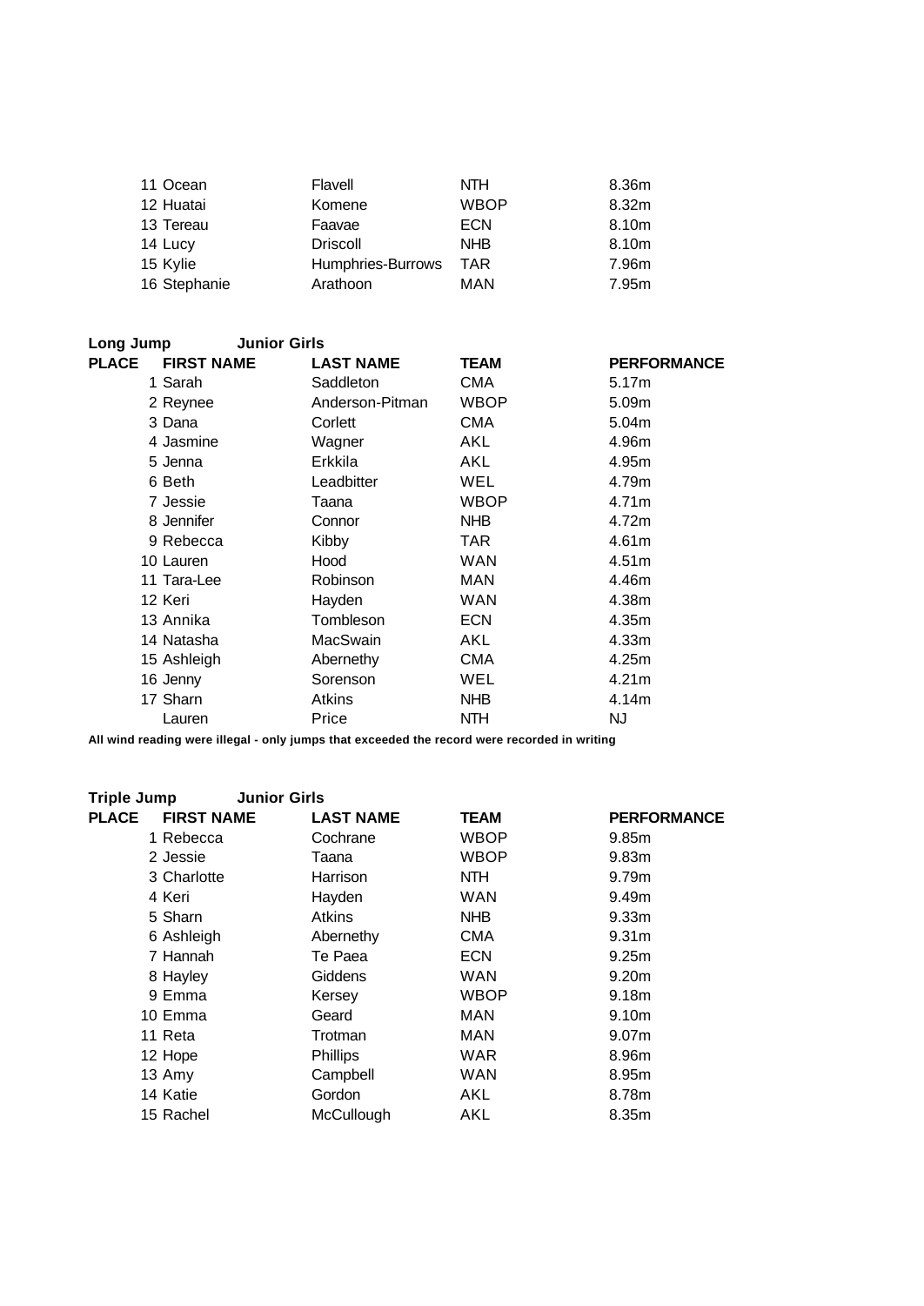| | | | |
|---|---|---|---|
| 11 Ocean | Flavell | NTH | 8.36m |
| 12 Huatai | Komene | WBOP | 8.32m |
| 13 Tereau | Faavae | ECN | 8.10m |
| 14 Lucy | Driscoll | NHB | 8.10m |
| 15 Kylie | Humphries-Burrows | TAR | 7.96m |
| 16 Stephanie | Arathoon | MAN | 7.95m |

**Long Jump Junior Girls**

| PLACE | FIRST NAME | LAST NAME | TEAM | PERFORMANCE |
|---|---|---|---|---|
| 1 | Sarah | Saddleton | CMA | 5.17m |
| 2 | Reynee | Anderson-Pitman | WBOP | 5.09m |
| 3 | Dana | Corlett | CMA | 5.04m |
| 4 | Jasmine | Wagner | AKL | 4.96m |
| 5 | Jenna | Erkkila | AKL | 4.95m |
| 6 | Beth | Leadbitter | WEL | 4.79m |
| 7 | Jessie | Taana | WBOP | 4.71m |
| 8 | Jennifer | Connor | NHB | 4.72m |
| 9 | Rebecca | Kibby | TAR | 4.61m |
| 10 | Lauren | Hood | WAN | 4.51m |
| 11 | Tara-Lee | Robinson | MAN | 4.46m |
| 12 | Keri | Hayden | WAN | 4.38m |
| 13 | Annika | Tombleson | ECN | 4.35m |
| 14 | Natasha | MacSwain | AKL | 4.33m |
| 15 | Ashleigh | Abernethy | CMA | 4.25m |
| 16 | Jenny | Sorenson | WEL | 4.21m |
| 17 | Sharn | Atkins | NHB | 4.14m |
| | Lauren | Price | NTH | NJ |

**All wind reading were illegal - only jumps that exceeded the record were recorded in writing**

**Triple Jump Junior Girls**

| PLACE | FIRST NAME | LAST NAME | TEAM | PERFORMANCE |
|---|---|---|---|---|
| 1 | Rebecca | Cochrane | WBOP | 9.85m |
| 2 | Jessie | Taana | WBOP | 9.83m |
| 3 | Charlotte | Harrison | NTH | 9.79m |
| 4 | Keri | Hayden | WAN | 9.49m |
| 5 | Sharn | Atkins | NHB | 9.33m |
| 6 | Ashleigh | Abernethy | CMA | 9.31m |
| 7 | Hannah | Te Paea | ECN | 9.25m |
| 8 | Hayley | Giddens | WAN | 9.20m |
| 9 | Emma | Kersey | WBOP | 9.18m |
| 10 | Emma | Geard | MAN | 9.10m |
| 11 | Reta | Trotman | MAN | 9.07m |
| 12 | Hope | Phillips | WAR | 8.96m |
| 13 | Amy | Campbell | WAN | 8.95m |
| 14 | Katie | Gordon | AKL | 8.78m |
| 15 | Rachel | McCullough | AKL | 8.35m |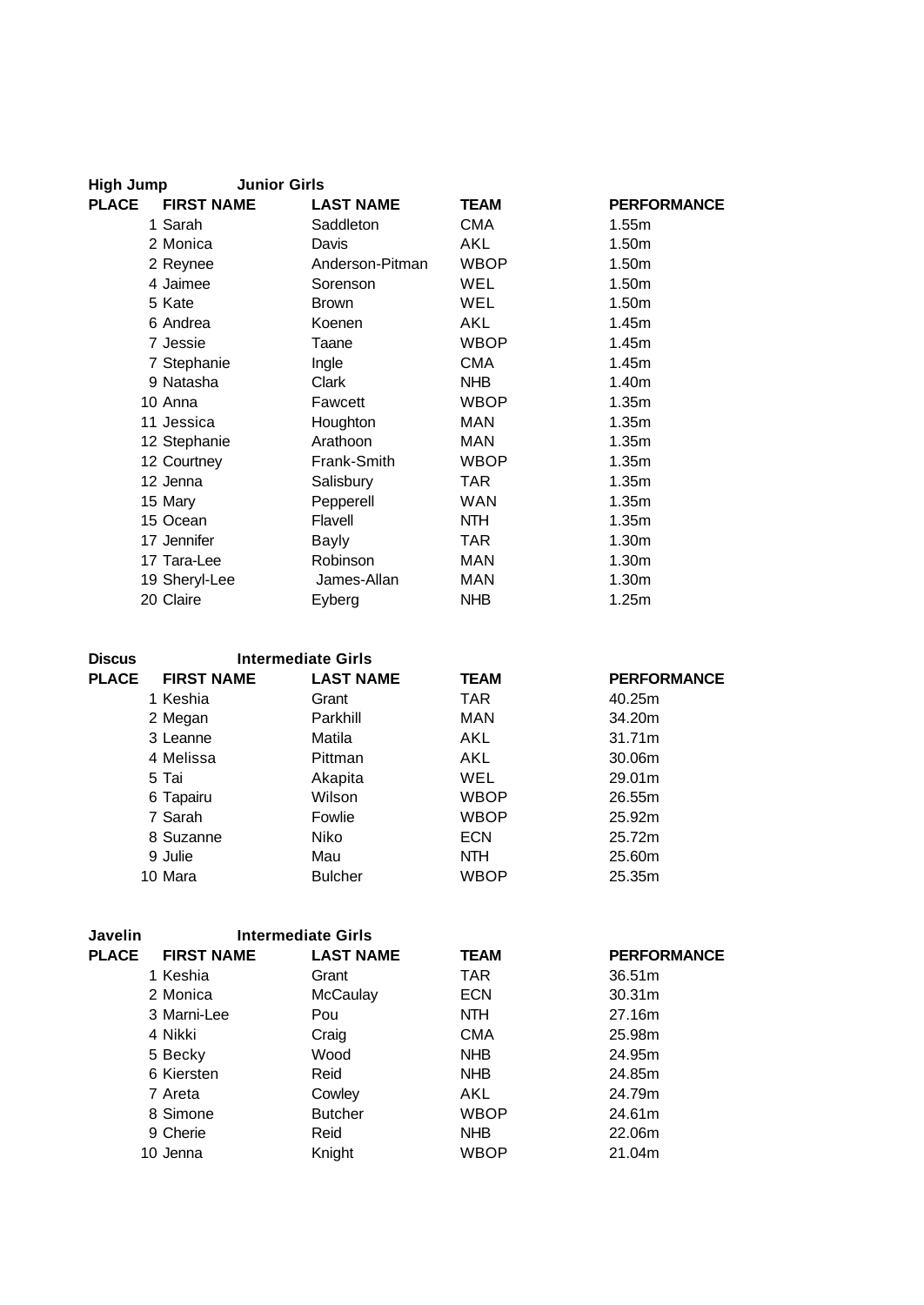**High Jump** **Junior Girls**

| PLACE | FIRST NAME | LAST NAME | TEAM | PERFORMANCE |
|---|---|---|---|---|
| 1 | Sarah | Saddleton | CMA | 1.55m |
| 2 | Monica | Davis | AKL | 1.50m |
| 2 | Reynee | Anderson-Pitman | WBOP | 1.50m |
| 4 | Jaimee | Sorenson | WEL | 1.50m |
| 5 | Kate | Brown | WEL | 1.50m |
| 6 | Andrea | Koenen | AKL | 1.45m |
| 7 | Jessie | Taane | WBOP | 1.45m |
| 7 | Stephanie | Ingle | CMA | 1.45m |
| 9 | Natasha | Clark | NHB | 1.40m |
| 10 | Anna | Fawcett | WBOP | 1.35m |
| 11 | Jessica | Houghton | MAN | 1.35m |
| 12 | Stephanie | Arathoon | MAN | 1.35m |
| 12 | Courtney | Frank-Smith | WBOP | 1.35m |
| 12 | Jenna | Salisbury | TAR | 1.35m |
| 15 | Mary | Pepperell | WAN | 1.35m |
| 15 | Ocean | Flavell | NTH | 1.35m |
| 17 | Jennifer | Bayly | TAR | 1.30m |
| 17 | Tara-Lee | Robinson | MAN | 1.30m |
| 19 | Sheryl-Lee | James-Allan | MAN | 1.30m |
| 20 | Claire | Eyberg | NHB | 1.25m |

**Discus** **Intermediate Girls**

| PLACE | FIRST NAME | LAST NAME | TEAM | PERFORMANCE |
|---|---|---|---|---|
| 1 | Keshia | Grant | TAR | 40.25m |
| 2 | Megan | Parkhill | MAN | 34.20m |
| 3 | Leanne | Matila | AKL | 31.71m |
| 4 | Melissa | Pittman | AKL | 30.06m |
| 5 | Tai | Akapita | WEL | 29.01m |
| 6 | Tapairu | Wilson | WBOP | 26.55m |
| 7 | Sarah | Fowlie | WBOP | 25.92m |
| 8 | Suzanne | Niko | ECN | 25.72m |
| 9 | Julie | Mau | NTH | 25.60m |
| 10 | Mara | Bulcher | WBOP | 25.35m |

**Javelin** **Intermediate Girls**

| PLACE | FIRST NAME | LAST NAME | TEAM | PERFORMANCE |
|---|---|---|---|---|
| 1 | Keshia | Grant | TAR | 36.51m |
| 2 | Monica | McCaulay | ECN | 30.31m |
| 3 | Marni-Lee | Pou | NTH | 27.16m |
| 4 | Nikki | Craig | CMA | 25.98m |
| 5 | Becky | Wood | NHB | 24.95m |
| 6 | Kiersten | Reid | NHB | 24.85m |
| 7 | Areta | Cowley | AKL | 24.79m |
| 8 | Simone | Butcher | WBOP | 24.61m |
| 9 | Cherie | Reid | NHB | 22.06m |
| 10 | Jenna | Knight | WBOP | 21.04m |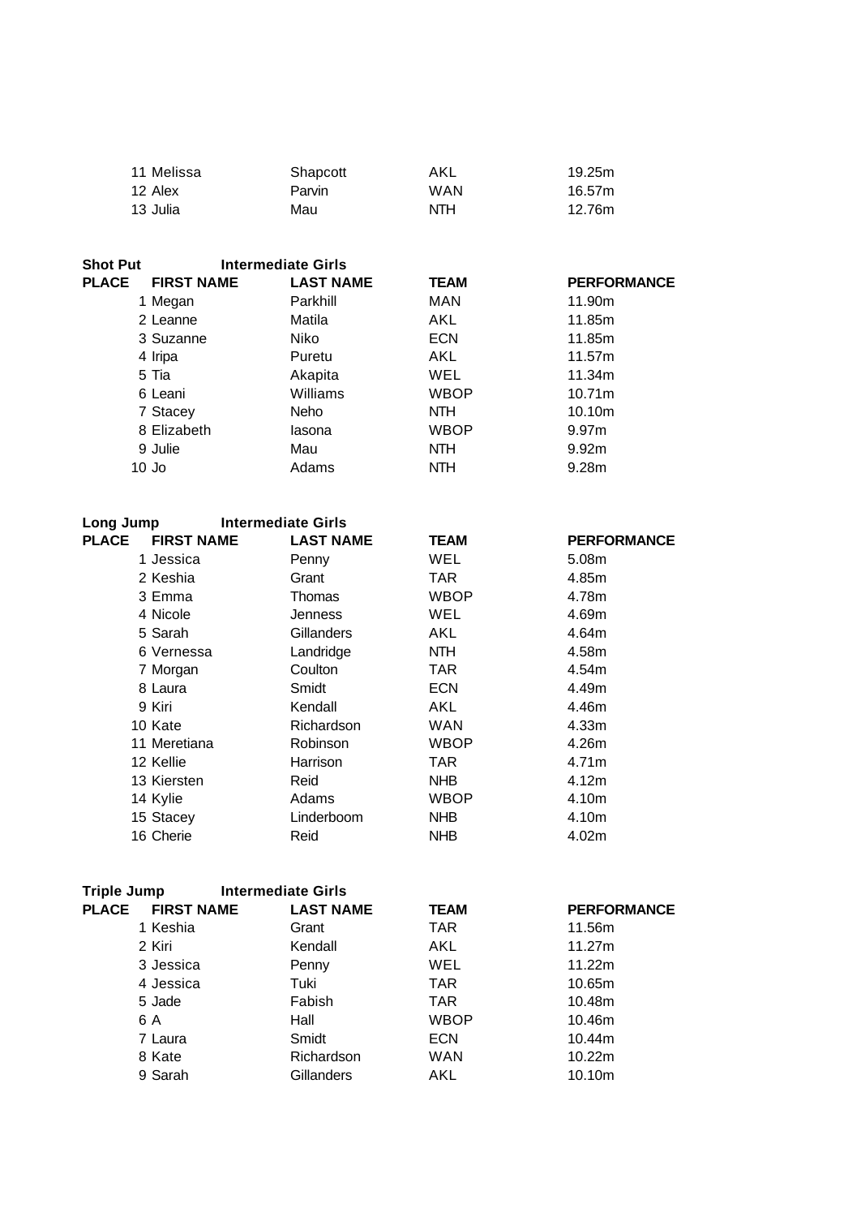| PLACE | FIRST NAME | LAST NAME | TEAM | PERFORMANCE |
|---|---|---|---|---|
| 11 | Melissa | Shapcott | AKL | 19.25m |
| 12 | Alex | Parvin | WAN | 16.57m |
| 13 | Julia | Mau | NTH | 12.76m |

**Shot Put** **Intermediate Girls**

| PLACE | FIRST NAME | LAST NAME | TEAM | PERFORMANCE |
|---|---|---|---|---|
| 1 | Megan | Parkhill | MAN | 11.90m |
| 2 | Leanne | Matila | AKL | 11.85m |
| 3 | Suzanne | Niko | ECN | 11.85m |
| 4 | Iripa | Puretu | AKL | 11.57m |
| 5 | Tia | Akapita | WEL | 11.34m |
| 6 | Leani | Williams | WBOP | 10.71m |
| 7 | Stacey | Neho | NTH | 10.10m |
| 8 | Elizabeth | Iasona | WBOP | 9.97m |
| 9 | Julie | Mau | NTH | 9.92m |
| 10 | Jo | Adams | NTH | 9.28m |

**Long Jump** **Intermediate Girls**

| PLACE | FIRST NAME | LAST NAME | TEAM | PERFORMANCE |
|---|---|---|---|---|
| 1 | Jessica | Penny | WEL | 5.08m |
| 2 | Keshia | Grant | TAR | 4.85m |
| 3 | Emma | Thomas | WBOP | 4.78m |
| 4 | Nicole | Jenness | WEL | 4.69m |
| 5 | Sarah | Gillanders | AKL | 4.64m |
| 6 | Vernessa | Landridge | NTH | 4.58m |
| 7 | Morgan | Coulton | TAR | 4.54m |
| 8 | Laura | Smidt | ECN | 4.49m |
| 9 | Kiri | Kendall | AKL | 4.46m |
| 10 | Kate | Richardson | WAN | 4.33m |
| 11 | Meretiana | Robinson | WBOP | 4.26m |
| 12 | Kellie | Harrison | TAR | 4.71m |
| 13 | Kiersten | Reid | NHB | 4.12m |
| 14 | Kylie | Adams | WBOP | 4.10m |
| 15 | Stacey | Linderboom | NHB | 4.10m |
| 16 | Cherie | Reid | NHB | 4.02m |

**Triple Jump** **Intermediate Girls**

| PLACE | FIRST NAME | LAST NAME | TEAM | PERFORMANCE |
|---|---|---|---|---|
| 1 | Keshia | Grant | TAR | 11.56m |
| 2 | Kiri | Kendall | AKL | 11.27m |
| 3 | Jessica | Penny | WEL | 11.22m |
| 4 | Jessica | Tuki | TAR | 10.65m |
| 5 | Jade | Fabish | TAR | 10.48m |
| 6 | A | Hall | WBOP | 10.46m |
| 7 | Laura | Smidt | ECN | 10.44m |
| 8 | Kate | Richardson | WAN | 10.22m |
| 9 | Sarah | Gillanders | AKL | 10.10m |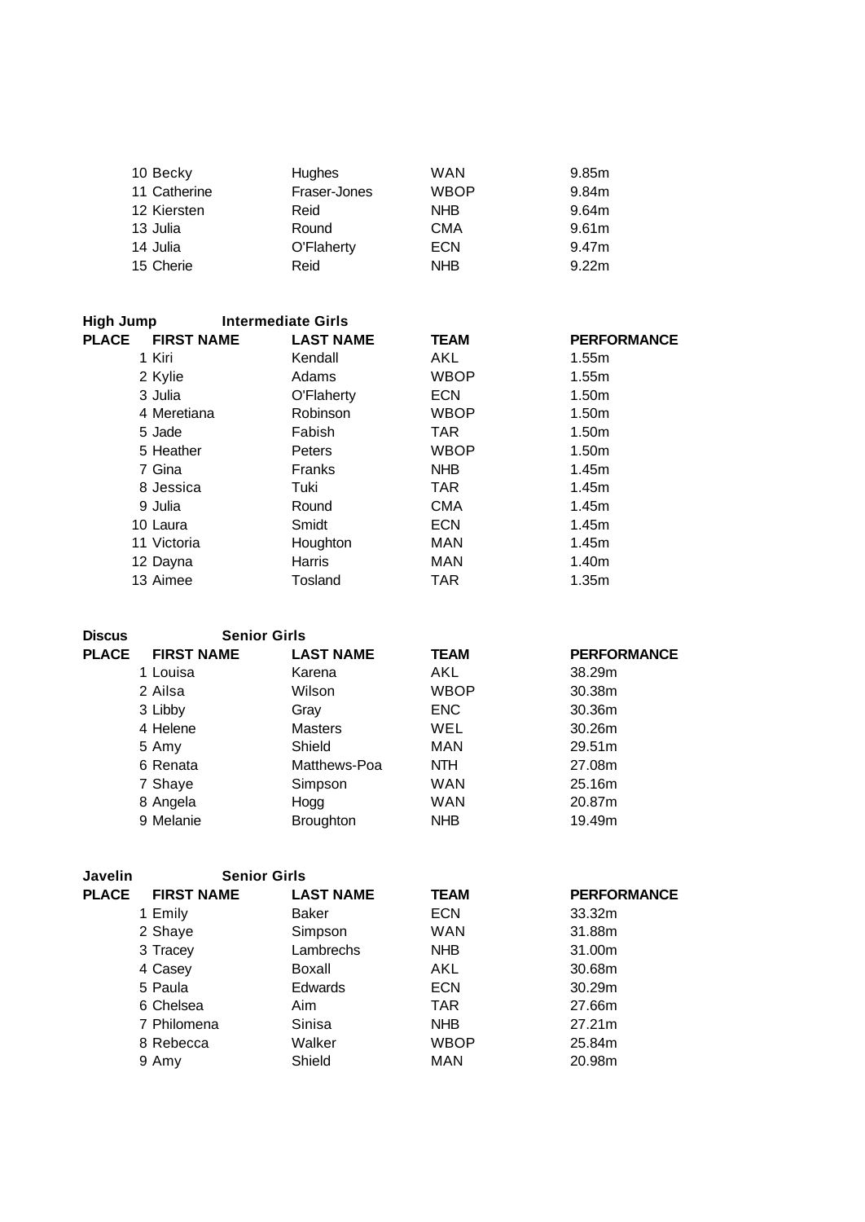| | | | | |
|---|---|---|---|---|
| 10 | Becky | Hughes | WAN | 9.85m |
| 11 | Catherine | Fraser-Jones | WBOP | 9.84m |
| 12 | Kiersten | Reid | NHB | 9.64m |
| 13 | Julia | Round | CMA | 9.61m |
| 14 | Julia | O'Flaherty | ECN | 9.47m |
| 15 | Cherie | Reid | NHB | 9.22m |

**High Jump** **Intermediate Girls**

| PLACE | FIRST NAME | LAST NAME | TEAM | PERFORMANCE |
|---|---|---|---|---|
| 1 | Kiri | Kendall | AKL | 1.55m |
| 2 | Kylie | Adams | WBOP | 1.55m |
| 3 | Julia | O'Flaherty | ECN | 1.50m |
| 4 | Meretiana | Robinson | WBOP | 1.50m |
| 5 | Jade | Fabish | TAR | 1.50m |
| 5 | Heather | Peters | WBOP | 1.50m |
| 7 | Gina | Franks | NHB | 1.45m |
| 8 | Jessica | Tuki | TAR | 1.45m |
| 9 | Julia | Round | CMA | 1.45m |
| 10 | Laura | Smidt | ECN | 1.45m |
| 11 | Victoria | Houghton | MAN | 1.45m |
| 12 | Dayna | Harris | MAN | 1.40m |
| 13 | Aimee | Tosland | TAR | 1.35m |

**Discus** **Senior Girls**

| PLACE | FIRST NAME | LAST NAME | TEAM | PERFORMANCE |
|---|---|---|---|---|
| 1 | Louisa | Karena | AKL | 38.29m |
| 2 | Ailsa | Wilson | WBOP | 30.38m |
| 3 | Libby | Gray | ENC | 30.36m |
| 4 | Helene | Masters | WEL | 30.26m |
| 5 | Amy | Shield | MAN | 29.51m |
| 6 | Renata | Matthews-Poa | NTH | 27.08m |
| 7 | Shaye | Simpson | WAN | 25.16m |
| 8 | Angela | Hogg | WAN | 20.87m |
| 9 | Melanie | Broughton | NHB | 19.49m |

**Javelin** **Senior Girls**

| PLACE | FIRST NAME | LAST NAME | TEAM | PERFORMANCE |
|---|---|---|---|---|
| 1 | Emily | Baker | ECN | 33.32m |
| 2 | Shaye | Simpson | WAN | 31.88m |
| 3 | Tracey | Lambrechs | NHB | 31.00m |
| 4 | Casey | Boxall | AKL | 30.68m |
| 5 | Paula | Edwards | ECN | 30.29m |
| 6 | Chelsea | Aim | TAR | 27.66m |
| 7 | Philomena | Sinisa | NHB | 27.21m |
| 8 | Rebecca | Walker | WBOP | 25.84m |
| 9 | Amy | Shield | MAN | 20.98m |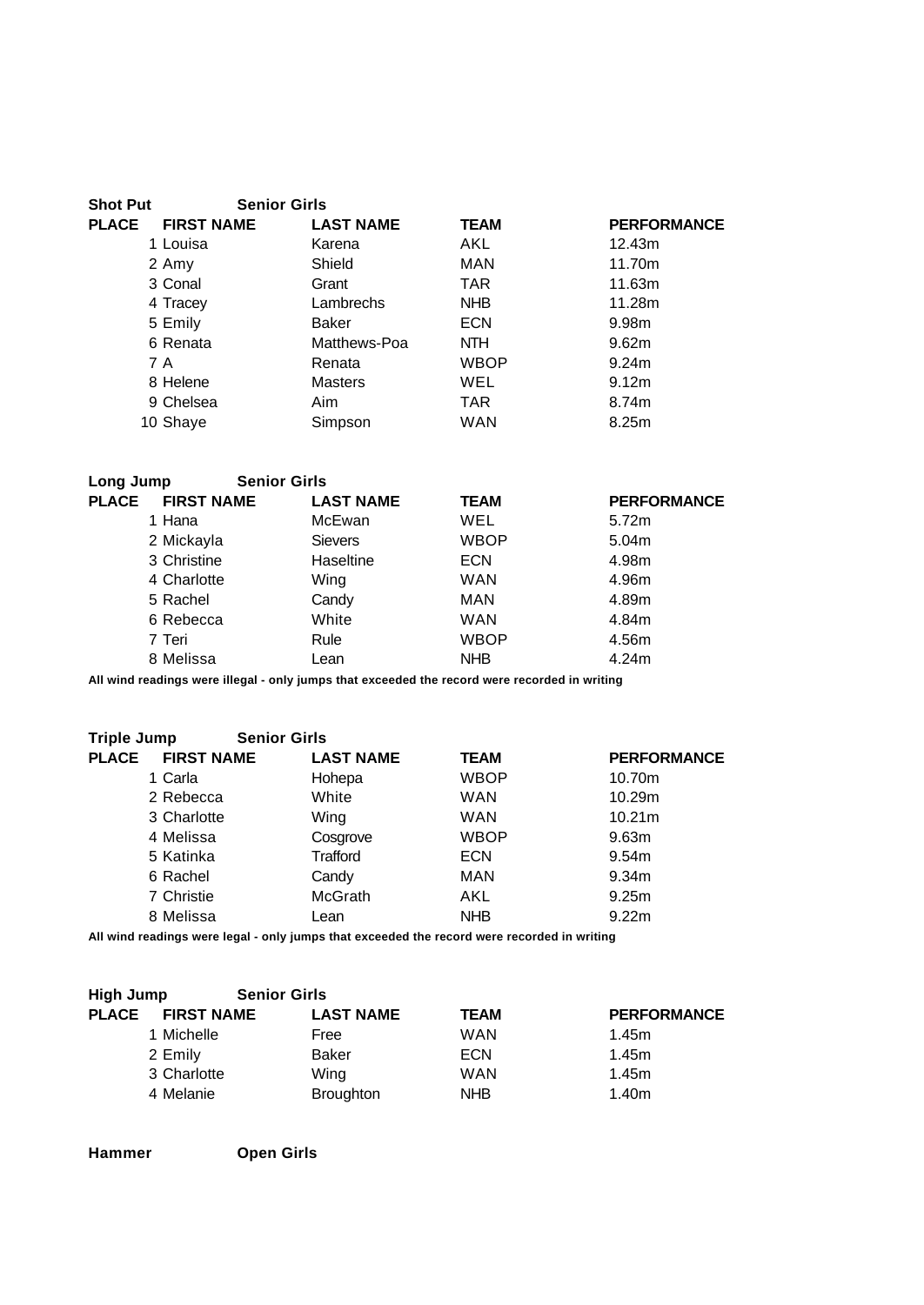**Shot Put** **Senior Girls**

| PLACE | FIRST NAME | LAST NAME | TEAM | PERFORMANCE |
|---|---|---|---|---|
| 1 | Louisa | Karena | AKL | 12.43m |
| 2 | Amy | Shield | MAN | 11.70m |
| 3 | Conal | Grant | TAR | 11.63m |
| 4 | Tracey | Lambrechs | NHB | 11.28m |
| 5 | Emily | Baker | ECN | 9.98m |
| 6 | Renata | Matthews-Poa | NTH | 9.62m |
| 7 | A | Renata | WBOP | 9.24m |
| 8 | Helene | Masters | WEL | 9.12m |
| 9 | Chelsea | Aim | TAR | 8.74m |
| 10 | Shaye | Simpson | WAN | 8.25m |

**Long Jump** **Senior Girls**

| PLACE | FIRST NAME | LAST NAME | TEAM | PERFORMANCE |
|---|---|---|---|---|
| 1 | Hana | McEwan | WEL | 5.72m |
| 2 | Mickayla | Sievers | WBOP | 5.04m |
| 3 | Christine | Haseltine | ECN | 4.98m |
| 4 | Charlotte | Wing | WAN | 4.96m |
| 5 | Rachel | Candy | MAN | 4.89m |
| 6 | Rebecca | White | WAN | 4.84m |
| 7 | Teri | Rule | WBOP | 4.56m |
| 8 | Melissa | Lean | NHB | 4.24m |

**All wind readings were illegal - only jumps that exceeded the record were recorded in writing**

**Triple Jump** **Senior Girls**

| PLACE | FIRST NAME | LAST NAME | TEAM | PERFORMANCE |
|---|---|---|---|---|
| 1 | Carla | Hohepa | WBOP | 10.70m |
| 2 | Rebecca | White | WAN | 10.29m |
| 3 | Charlotte | Wing | WAN | 10.21m |
| 4 | Melissa | Cosgrove | WBOP | 9.63m |
| 5 | Katinka | Trafford | ECN | 9.54m |
| 6 | Rachel | Candy | MAN | 9.34m |
| 7 | Christie | McGrath | AKL | 9.25m |
| 8 | Melissa | Lean | NHB | 9.22m |

**All wind readings were legal - only jumps that exceeded the record were recorded in writing**

**High Jump** **Senior Girls**

| PLACE | FIRST NAME | LAST NAME | TEAM | PERFORMANCE |
|---|---|---|---|---|
| 1 | Michelle | Free | WAN | 1.45m |
| 2 | Emily | Baker | ECN | 1.45m |
| 3 | Charlotte | Wing | WAN | 1.45m |
| 4 | Melanie | Broughton | NHB | 1.40m |

**Hammer** **Open Girls**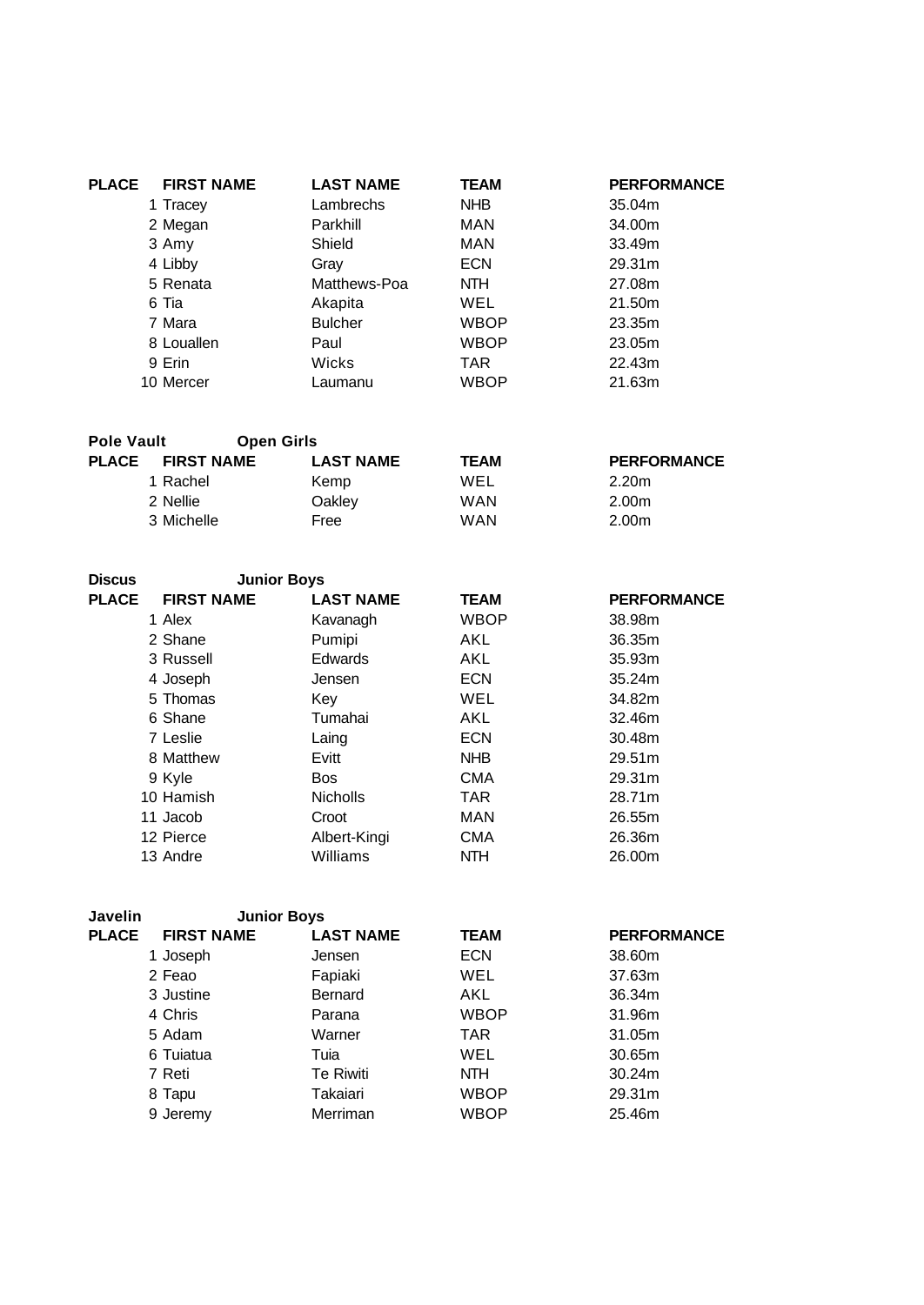| PLACE | FIRST NAME | LAST NAME | TEAM | PERFORMANCE |
|---|---|---|---|---|
| 1 | Tracey | Lambrechs | NHB | 35.04m |
| 2 | Megan | Parkhill | MAN | 34.00m |
| 3 | Amy | Shield | MAN | 33.49m |
| 4 | Libby | Gray | ECN | 29.31m |
| 5 | Renata | Matthews-Poa | NTH | 27.08m |
| 6 | Tia | Akapita | WEL | 21.50m |
| 7 | Mara | Bulcher | WBOP | 23.35m |
| 8 | Louallen | Paul | WBOP | 23.05m |
| 9 | Erin | Wicks | TAR | 22.43m |
| 10 | Mercer | Laumanu | WBOP | 21.63m |

**Pole Vault** **Open Girls**

| PLACE | FIRST NAME | LAST NAME | TEAM | PERFORMANCE |
|---|---|---|---|---|
| 1 | Rachel | Kemp | WEL | 2.20m |
| 2 | Nellie | Oakley | WAN | 2.00m |
| 3 | Michelle | Free | WAN | 2.00m |

**Discus** **Junior Boys**

| PLACE | FIRST NAME | LAST NAME | TEAM | PERFORMANCE |
|---|---|---|---|---|
| 1 | Alex | Kavanagh | WBOP | 38.98m |
| 2 | Shane | Pumipi | AKL | 36.35m |
| 3 | Russell | Edwards | AKL | 35.93m |
| 4 | Joseph | Jensen | ECN | 35.24m |
| 5 | Thomas | Key | WEL | 34.82m |
| 6 | Shane | Tumahai | AKL | 32.46m |
| 7 | Leslie | Laing | ECN | 30.48m |
| 8 | Matthew | Evitt | NHB | 29.51m |
| 9 | Kyle | Bos | CMA | 29.31m |
| 10 | Hamish | Nicholls | TAR | 28.71m |
| 11 | Jacob | Croot | MAN | 26.55m |
| 12 | Pierce | Albert-Kingi | CMA | 26.36m |
| 13 | Andre | Williams | NTH | 26.00m |

**Javelin** **Junior Boys**

| PLACE | FIRST NAME | LAST NAME | TEAM | PERFORMANCE |
|---|---|---|---|---|
| 1 | Joseph | Jensen | ECN | 38.60m |
| 2 | Feao | Fapiaki | WEL | 37.63m |
| 3 | Justine | Bernard | AKL | 36.34m |
| 4 | Chris | Parana | WBOP | 31.96m |
| 5 | Adam | Warner | TAR | 31.05m |
| 6 | Tuiatua | Tuia | WEL | 30.65m |
| 7 | Reti | Te Riwiti | NTH | 30.24m |
| 8 | Tapu | Takaiari | WBOP | 29.31m |
| 9 | Jeremy | Merriman | WBOP | 25.46m |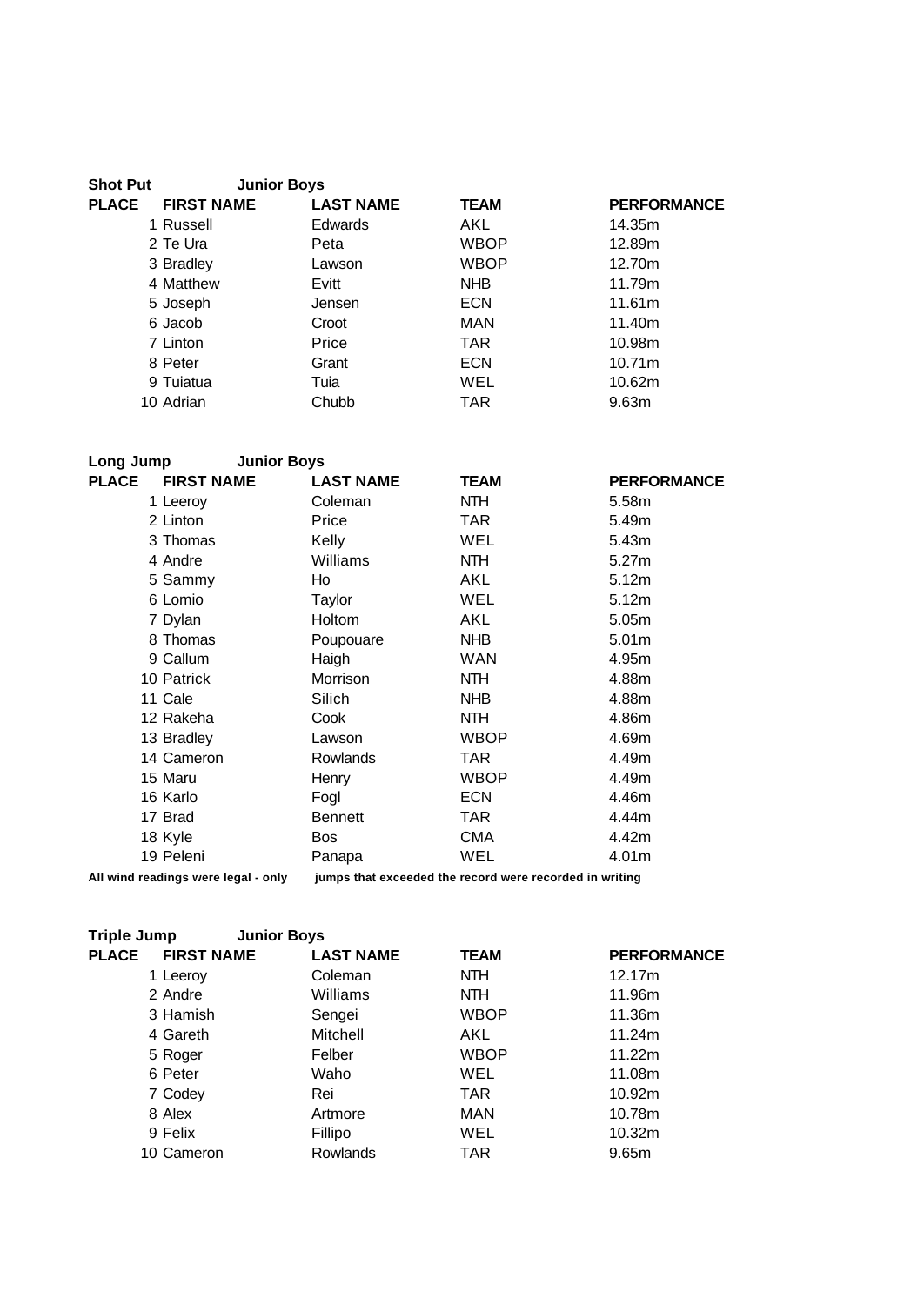**Shot Put** **Junior Boys**

| PLACE | FIRST NAME | LAST NAME | TEAM | PERFORMANCE |
|---|---|---|---|---|
| 1 | Russell | Edwards | AKL | 14.35m |
| 2 | Te Ura | Peta | WBOP | 12.89m |
| 3 | Bradley | Lawson | WBOP | 12.70m |
| 4 | Matthew | Evitt | NHB | 11.79m |
| 5 | Joseph | Jensen | ECN | 11.61m |
| 6 | Jacob | Croot | MAN | 11.40m |
| 7 | Linton | Price | TAR | 10.98m |
| 8 | Peter | Grant | ECN | 10.71m |
| 9 | Tuiatua | Tuia | WEL | 10.62m |
| 10 | Adrian | Chubb | TAR | 9.63m |

**Long Jump** **Junior Boys**

| PLACE | FIRST NAME | LAST NAME | TEAM | PERFORMANCE |
|---|---|---|---|---|
| 1 | Leeroy | Coleman | NTH | 5.58m |
| 2 | Linton | Price | TAR | 5.49m |
| 3 | Thomas | Kelly | WEL | 5.43m |
| 4 | Andre | Williams | NTH | 5.27m |
| 5 | Sammy | Ho | AKL | 5.12m |
| 6 | Lomio | Taylor | WEL | 5.12m |
| 7 | Dylan | Holtom | AKL | 5.05m |
| 8 | Thomas | Poupouare | NHB | 5.01m |
| 9 | Callum | Haigh | WAN | 4.95m |
| 10 | Patrick | Morrison | NTH | 4.88m |
| 11 | Cale | Silich | NHB | 4.88m |
| 12 | Rakeha | Cook | NTH | 4.86m |
| 13 | Bradley | Lawson | WBOP | 4.69m |
| 14 | Cameron | Rowlands | TAR | 4.49m |
| 15 | Maru | Henry | WBOP | 4.49m |
| 16 | Karlo | Fogl | ECN | 4.46m |
| 17 | Brad | Bennett | TAR | 4.44m |
| 18 | Kyle | Bos | CMA | 4.42m |
| 19 | Peleni | Panapa | WEL | 4.01m |

**All wind readings were legal - only jumps that exceeded the record were recorded in writing**

**Triple Jump** **Junior Boys**

| PLACE | FIRST NAME | LAST NAME | TEAM | PERFORMANCE |
|---|---|---|---|---|
| 1 | Leeroy | Coleman | NTH | 12.17m |
| 2 | Andre | Williams | NTH | 11.96m |
| 3 | Hamish | Sengei | WBOP | 11.36m |
| 4 | Gareth | Mitchell | AKL | 11.24m |
| 5 | Roger | Felber | WBOP | 11.22m |
| 6 | Peter | Waho | WEL | 11.08m |
| 7 | Codey | Rei | TAR | 10.92m |
| 8 | Alex | Artmore | MAN | 10.78m |
| 9 | Felix | Fillipo | WEL | 10.32m |
| 10 | Cameron | Rowlands | TAR | 9.65m |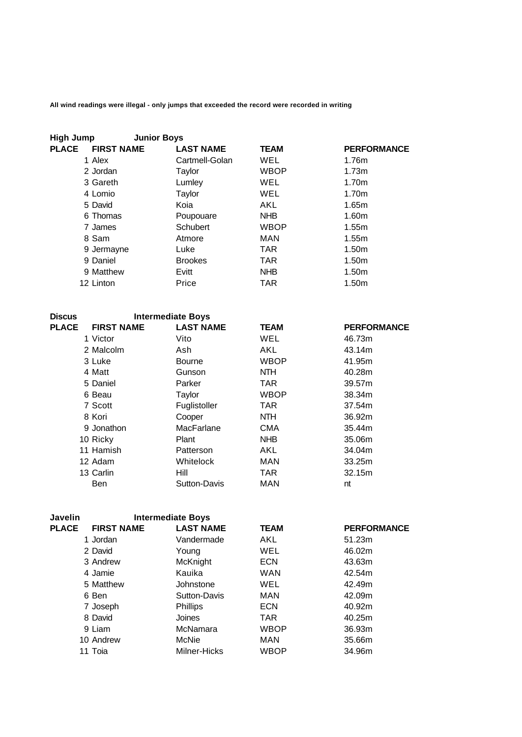**All wind readings were illegal - only jumps that exceeded the record were recorded in writing**

**High Jump** **Junior Boys**

| PLACE | FIRST NAME | LAST NAME | TEAM | PERFORMANCE |
|---|---|---|---|---|
| 1 | Alex | Cartmell-Golan | WEL | 1.76m |
| 2 | Jordan | Taylor | WBOP | 1.73m |
| 3 | Gareth | Lumley | WEL | 1.70m |
| 4 | Lomio | Taylor | WEL | 1.70m |
| 5 | David | Koia | AKL | 1.65m |
| 6 | Thomas | Poupouare | NHB | 1.60m |
| 7 | James | Schubert | WBOP | 1.55m |
| 8 | Sam | Atmore | MAN | 1.55m |
| 9 | Jermayne | Luke | TAR | 1.50m |
| 9 | Daniel | Brookes | TAR | 1.50m |
| 9 | Matthew | Evitt | NHB | 1.50m |
| 12 | Linton | Price | TAR | 1.50m |

**Discus** **Intermediate Boys**

| PLACE | FIRST NAME | LAST NAME | TEAM | PERFORMANCE |
|---|---|---|---|---|
| 1 | Victor | Vito | WEL | 46.73m |
| 2 | Malcolm | Ash | AKL | 43.14m |
| 3 | Luke | Bourne | WBOP | 41.95m |
| 4 | Matt | Gunson | NTH | 40.28m |
| 5 | Daniel | Parker | TAR | 39.57m |
| 6 | Beau | Taylor | WBOP | 38.34m |
| 7 | Scott | Fuglistoller | TAR | 37.54m |
| 8 | Kori | Cooper | NTH | 36.92m |
| 9 | Jonathon | MacFarlane | CMA | 35.44m |
| 10 | Ricky | Plant | NHB | 35.06m |
| 11 | Hamish | Patterson | AKL | 34.04m |
| 12 | Adam | Whitelock | MAN | 33.25m |
| 13 | Carlin | Hill | TAR | 32.15m |
| | Ben | Sutton-Davis | MAN | nt |

**Javelin** **Intermediate Boys**

| PLACE | FIRST NAME | LAST NAME | TEAM | PERFORMANCE |
|---|---|---|---|---|
| 1 | Jordan | Vandermade | AKL | 51.23m |
| 2 | David | Young | WEL | 46.02m |
| 3 | Andrew | McKnight | ECN | 43.63m |
| 4 | Jamie | Kauika | WAN | 42.54m |
| 5 | Matthew | Johnstone | WEL | 42.49m |
| 6 | Ben | Sutton-Davis | MAN | 42.09m |
| 7 | Joseph | Phillips | ECN | 40.92m |
| 8 | David | Joines | TAR | 40.25m |
| 9 | Liam | McNamara | WBOP | 36.93m |
| 10 | Andrew | McNie | MAN | 35.66m |
| 11 | Toia | Milner-Hicks | WBOP | 34.96m |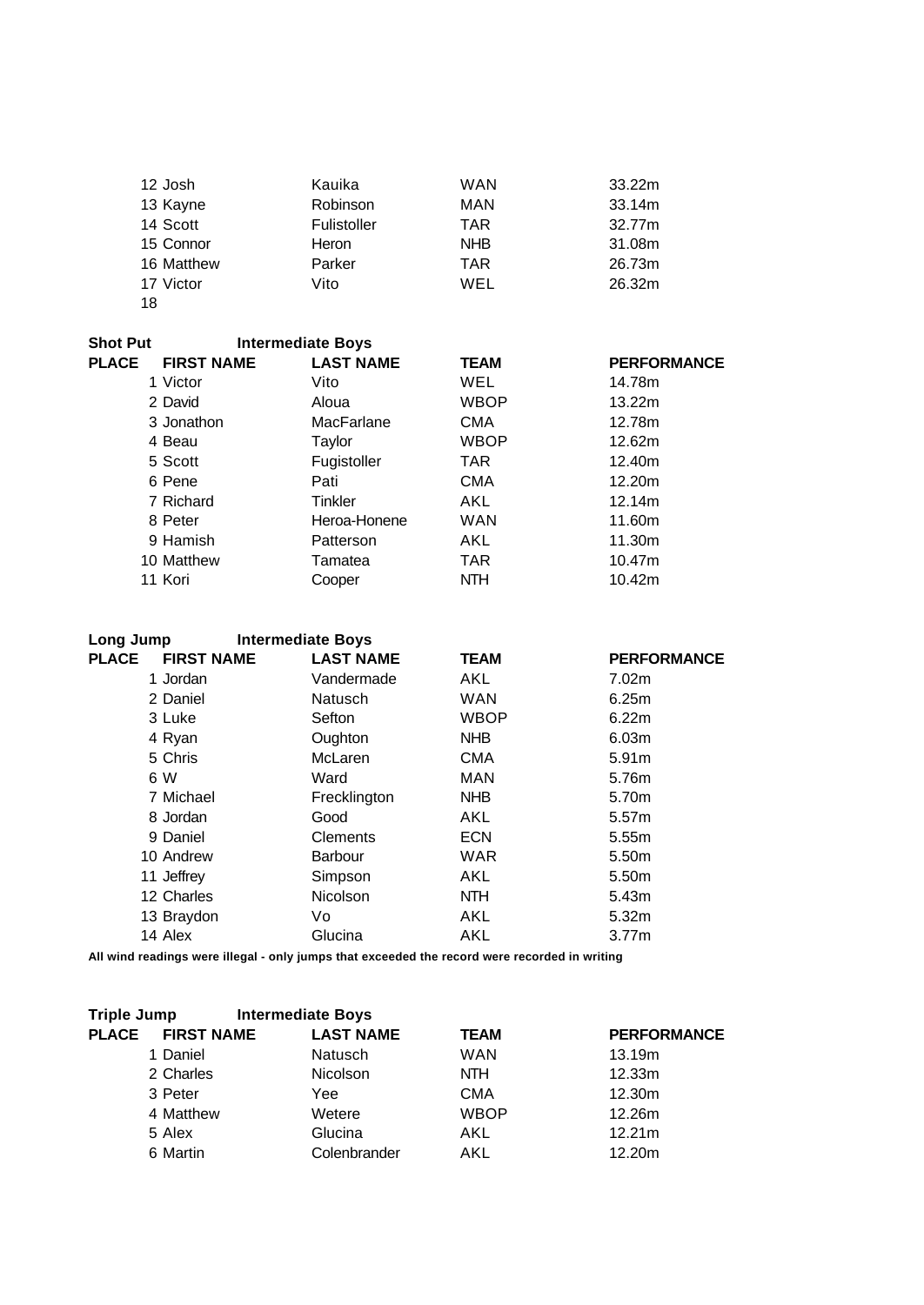| PLACE | FIRST NAME | LAST NAME | TEAM | PERFORMANCE |
|---|---|---|---|---|
| 12 | Josh | Kauika | WAN | 33.22m |
| 13 | Kayne | Robinson | MAN | 33.14m |
| 14 | Scott | Fulistoller | TAR | 32.77m |
| 15 | Connor | Heron | NHB | 31.08m |
| 16 | Matthew | Parker | TAR | 26.73m |
| 17 | Victor | Vito | WEL | 26.32m |
| 18 | | | | |

**Shot Put** **Intermediate Boys**

| PLACE | FIRST NAME | LAST NAME | TEAM | PERFORMANCE |
|---|---|---|---|---|
| 1 | Victor | Vito | WEL | 14.78m |
| 2 | David | Aloua | WBOP | 13.22m |
| 3 | Jonathon | MacFarlane | CMA | 12.78m |
| 4 | Beau | Taylor | WBOP | 12.62m |
| 5 | Scott | Fugistoller | TAR | 12.40m |
| 6 | Pene | Pati | CMA | 12.20m |
| 7 | Richard | Tinkler | AKL | 12.14m |
| 8 | Peter | Heroa-Honene | WAN | 11.60m |
| 9 | Hamish | Patterson | AKL | 11.30m |
| 10 | Matthew | Tamatea | TAR | 10.47m |
| 11 | Kori | Cooper | NTH | 10.42m |

**Long Jump** **Intermediate Boys**

| PLACE | FIRST NAME | LAST NAME | TEAM | PERFORMANCE |
|---|---|---|---|---|
| 1 | Jordan | Vandermade | AKL | 7.02m |
| 2 | Daniel | Natusch | WAN | 6.25m |
| 3 | Luke | Sefton | WBOP | 6.22m |
| 4 | Ryan | Oughton | NHB | 6.03m |
| 5 | Chris | McLaren | CMA | 5.91m |
| 6 | W | Ward | MAN | 5.76m |
| 7 | Michael | Frecklington | NHB | 5.70m |
| 8 | Jordan | Good | AKL | 5.57m |
| 9 | Daniel | Clements | ECN | 5.55m |
| 10 | Andrew | Barbour | WAR | 5.50m |
| 11 | Jeffrey | Simpson | AKL | 5.50m |
| 12 | Charles | Nicolson | NTH | 5.43m |
| 13 | Braydon | Vo | AKL | 5.32m |
| 14 | Alex | Glucina | AKL | 3.77m |

**All wind readings were illegal - only jumps that exceeded the record were recorded in writing**

**Triple Jump** **Intermediate Boys**

| PLACE | FIRST NAME | LAST NAME | TEAM | PERFORMANCE |
|---|---|---|---|---|
| 1 | Daniel | Natusch | WAN | 13.19m |
| 2 | Charles | Nicolson | NTH | 12.33m |
| 3 | Peter | Yee | CMA | 12.30m |
| 4 | Matthew | Wetere | WBOP | 12.26m |
| 5 | Alex | Glucina | AKL | 12.21m |
| 6 | Martin | Colenbrander | AKL | 12.20m |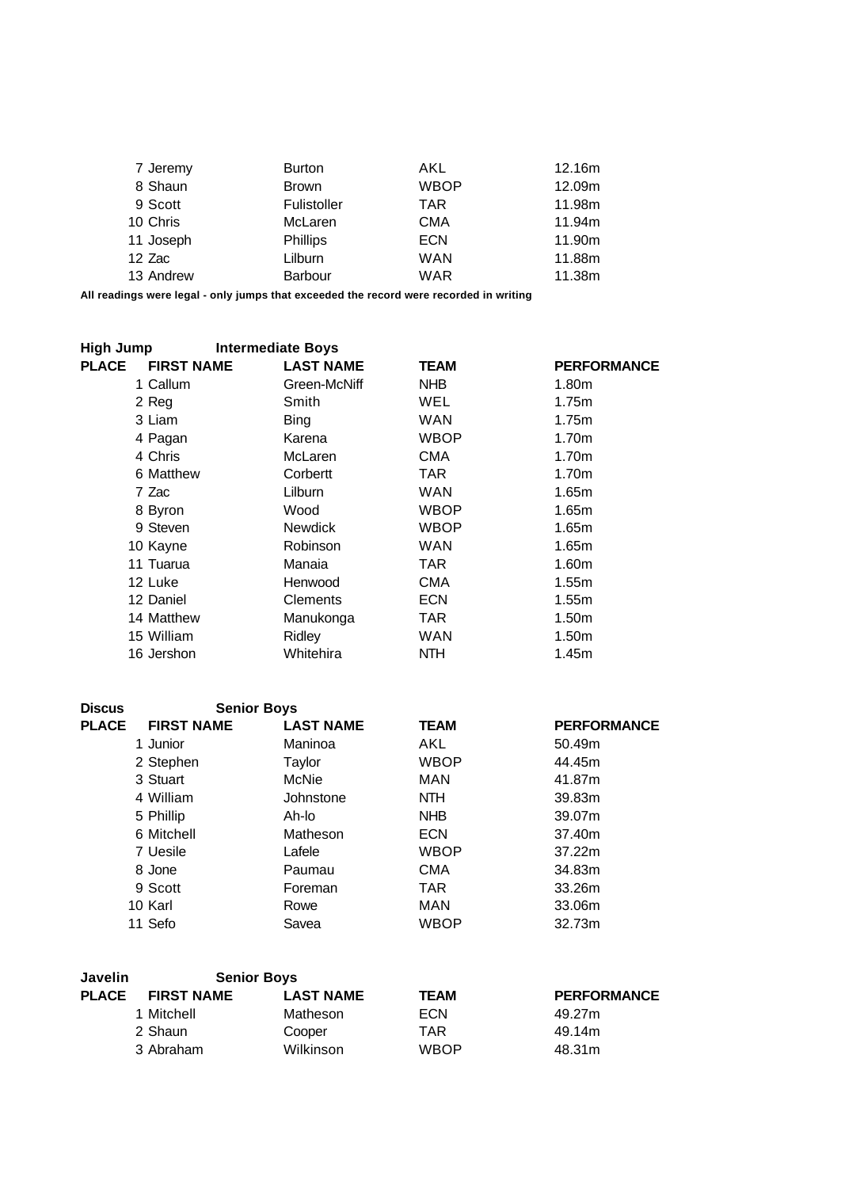| PLACE | FIRST NAME | LAST NAME | TEAM | PERFORMANCE |
|---|---|---|---|---|
| 7 | Jeremy | Burton | AKL | 12.16m |
| 8 | Shaun | Brown | WBOP | 12.09m |
| 9 | Scott | Fulistoller | TAR | 11.98m |
| 10 | Chris | McLaren | CMA | 11.94m |
| 11 | Joseph | Phillips | ECN | 11.90m |
| 12 | Zac | Lilburn | WAN | 11.88m |
| 13 | Andrew | Barbour | WAR | 11.38m |

**All readings were legal - only jumps that exceeded the record were recorded in writing**

**High Jump Intermediate Boys**

| PLACE | FIRST NAME | LAST NAME | TEAM | PERFORMANCE |
|---|---|---|---|---|
| 1 | Callum | Green-McNiff | NHB | 1.80m |
| 2 | Reg | Smith | WEL | 1.75m |
| 3 | Liam | Bing | WAN | 1.75m |
| 4 | Pagan | Karena | WBOP | 1.70m |
| 4 | Chris | McLaren | CMA | 1.70m |
| 6 | Matthew | Corbertt | TAR | 1.70m |
| 7 | Zac | Lilburn | WAN | 1.65m |
| 8 | Byron | Wood | WBOP | 1.65m |
| 9 | Steven | Newdick | WBOP | 1.65m |
| 10 | Kayne | Robinson | WAN | 1.65m |
| 11 | Tuarua | Manaia | TAR | 1.60m |
| 12 | Luke | Henwood | CMA | 1.55m |
| 12 | Daniel | Clements | ECN | 1.55m |
| 14 | Matthew | Manukonga | TAR | 1.50m |
| 15 | William | Ridley | WAN | 1.50m |
| 16 | Jershon | Whitehira | NTH | 1.45m |

**Discus Senior Boys**

| PLACE | FIRST NAME | LAST NAME | TEAM | PERFORMANCE |
|---|---|---|---|---|
| 1 | Junior | Maninoa | AKL | 50.49m |
| 2 | Stephen | Taylor | WBOP | 44.45m |
| 3 | Stuart | McNie | MAN | 41.87m |
| 4 | William | Johnstone | NTH | 39.83m |
| 5 | Phillip | Ah-lo | NHB | 39.07m |
| 6 | Mitchell | Matheson | ECN | 37.40m |
| 7 | Uesile | Lafele | WBOP | 37.22m |
| 8 | Jone | Paumau | CMA | 34.83m |
| 9 | Scott | Foreman | TAR | 33.26m |
| 10 | Karl | Rowe | MAN | 33.06m |
| 11 | Sefo | Savea | WBOP | 32.73m |

**Javelin Senior Boys**

| PLACE | FIRST NAME | LAST NAME | TEAM | PERFORMANCE |
|---|---|---|---|---|
| 1 | Mitchell | Matheson | ECN | 49.27m |
| 2 | Shaun | Cooper | TAR | 49.14m |
| 3 | Abraham | Wilkinson | WBOP | 48.31m |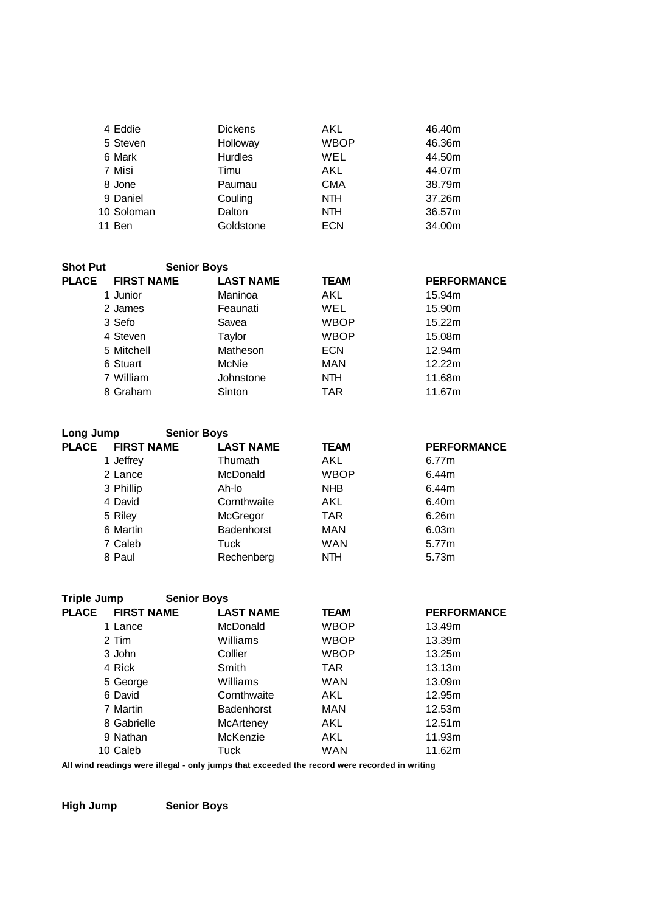| | | | | |
|---|---|---|---|---|
| 4 | Eddie | Dickens | AKL | 46.40m |
| 5 | Steven | Holloway | WBOP | 46.36m |
| 6 | Mark | Hurdles | WEL | 44.50m |
| 7 | Misi | Timu | AKL | 44.07m |
| 8 | Jone | Paumau | CMA | 38.79m |
| 9 | Daniel | Couling | NTH | 37.26m |
| 10 | Soloman | Dalton | NTH | 36.57m |
| 11 | Ben | Goldstone | ECN | 34.00m |

**Shot Put** **Senior Boys**

| PLACE | FIRST NAME | LAST NAME | TEAM | PERFORMANCE |
|---|---|---|---|---|
| 1 | Junior | Maninoa | AKL | 15.94m |
| 2 | James | Feaunati | WEL | 15.90m |
| 3 | Sefo | Savea | WBOP | 15.22m |
| 4 | Steven | Taylor | WBOP | 15.08m |
| 5 | Mitchell | Matheson | ECN | 12.94m |
| 6 | Stuart | McNie | MAN | 12.22m |
| 7 | William | Johnstone | NTH | 11.68m |
| 8 | Graham | Sinton | TAR | 11.67m |

**Long Jump** **Senior Boys**

| PLACE | FIRST NAME | LAST NAME | TEAM | PERFORMANCE |
|---|---|---|---|---|
| 1 | Jeffrey | Thumath | AKL | 6.77m |
| 2 | Lance | McDonald | WBOP | 6.44m |
| 3 | Phillip | Ah-lo | NHB | 6.44m |
| 4 | David | Cornthwaite | AKL | 6.40m |
| 5 | Riley | McGregor | TAR | 6.26m |
| 6 | Martin | Badenhorst | MAN | 6.03m |
| 7 | Caleb | Tuck | WAN | 5.77m |
| 8 | Paul | Rechenberg | NTH | 5.73m |

**Triple Jump** **Senior Boys**

| PLACE | FIRST NAME | LAST NAME | TEAM | PERFORMANCE |
|---|---|---|---|---|
| 1 | Lance | McDonald | WBOP | 13.49m |
| 2 | Tim | Williams | WBOP | 13.39m |
| 3 | John | Collier | WBOP | 13.25m |
| 4 | Rick | Smith | TAR | 13.13m |
| 5 | George | Williams | WAN | 13.09m |
| 6 | David | Cornthwaite | AKL | 12.95m |
| 7 | Martin | Badenhorst | MAN | 12.53m |
| 8 | Gabrielle | McArteney | AKL | 12.51m |
| 9 | Nathan | McKenzie | AKL | 11.93m |
| 10 | Caleb | Tuck | WAN | 11.62m |

**All wind readings were illegal - only jumps that exceeded the record were recorded in writing**

**High Jump** **Senior Boys**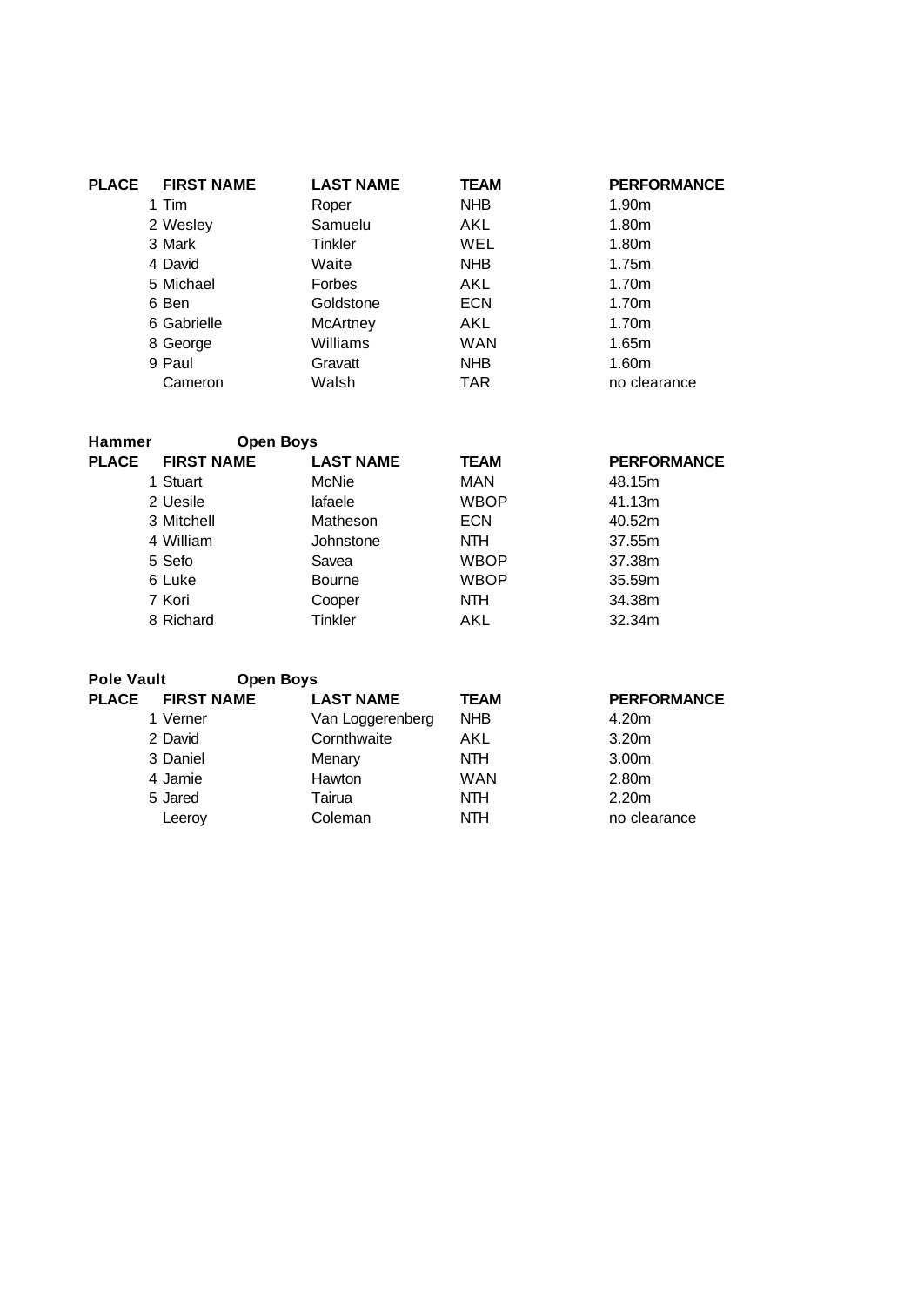| PLACE | FIRST NAME | LAST NAME | TEAM | PERFORMANCE |
|---|---|---|---|---|
| 1 | Tim | Roper | NHB | 1.90m |
| 2 | Wesley | Samuelu | AKL | 1.80m |
| 3 | Mark | Tinkler | WEL | 1.80m |
| 4 | David | Waite | NHB | 1.75m |
| 5 | Michael | Forbes | AKL | 1.70m |
| 6 | Ben | Goldstone | ECN | 1.70m |
| 6 | Gabrielle | McArtney | AKL | 1.70m |
| 8 | George | Williams | WAN | 1.65m |
| 9 | Paul | Gravatt | NHB | 1.60m |
| | Cameron | Walsh | TAR | no clearance |

**Hammer** **Open Boys**

| PLACE | FIRST NAME | LAST NAME | TEAM | PERFORMANCE |
|---|---|---|---|---|
| 1 | Stuart | McNie | MAN | 48.15m |
| 2 | Uesile | lafaele | WBOP | 41.13m |
| 3 | Mitchell | Matheson | ECN | 40.52m |
| 4 | William | Johnstone | NTH | 37.55m |
| 5 | Sefo | Savea | WBOP | 37.38m |
| 6 | Luke | Bourne | WBOP | 35.59m |
| 7 | Kori | Cooper | NTH | 34.38m |
| 8 | Richard | Tinkler | AKL | 32.34m |

**Pole Vault** **Open Boys**

| PLACE | FIRST NAME | LAST NAME | TEAM | PERFORMANCE |
|---|---|---|---|---|
| 1 | Verner | Van Loggerenberg | NHB | 4.20m |
| 2 | David | Cornthwaite | AKL | 3.20m |
| 3 | Daniel | Menary | NTH | 3.00m |
| 4 | Jamie | Hawton | WAN | 2.80m |
| 5 | Jared | Tairua | NTH | 2.20m |
| | Leeroy | Coleman | NTH | no clearance |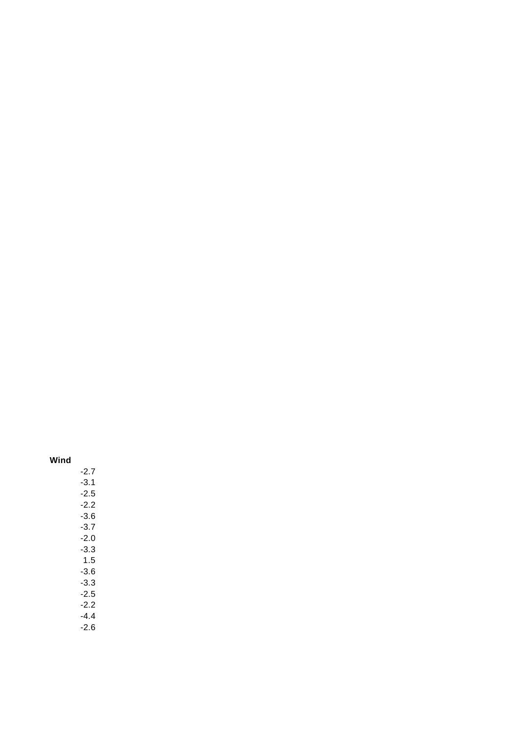| Wind |
| ---: |
| -2.7 |
| -3.1 |
| -2.5 |
| -2.2 |
| -3.6 |
| -3.7 |
| -2.0 |
| -3.3 |
| 1.5 |
| -3.6 |
| -3.3 |
| -2.5 |
| -2.2 |
| -4.4 |
| -2.6 |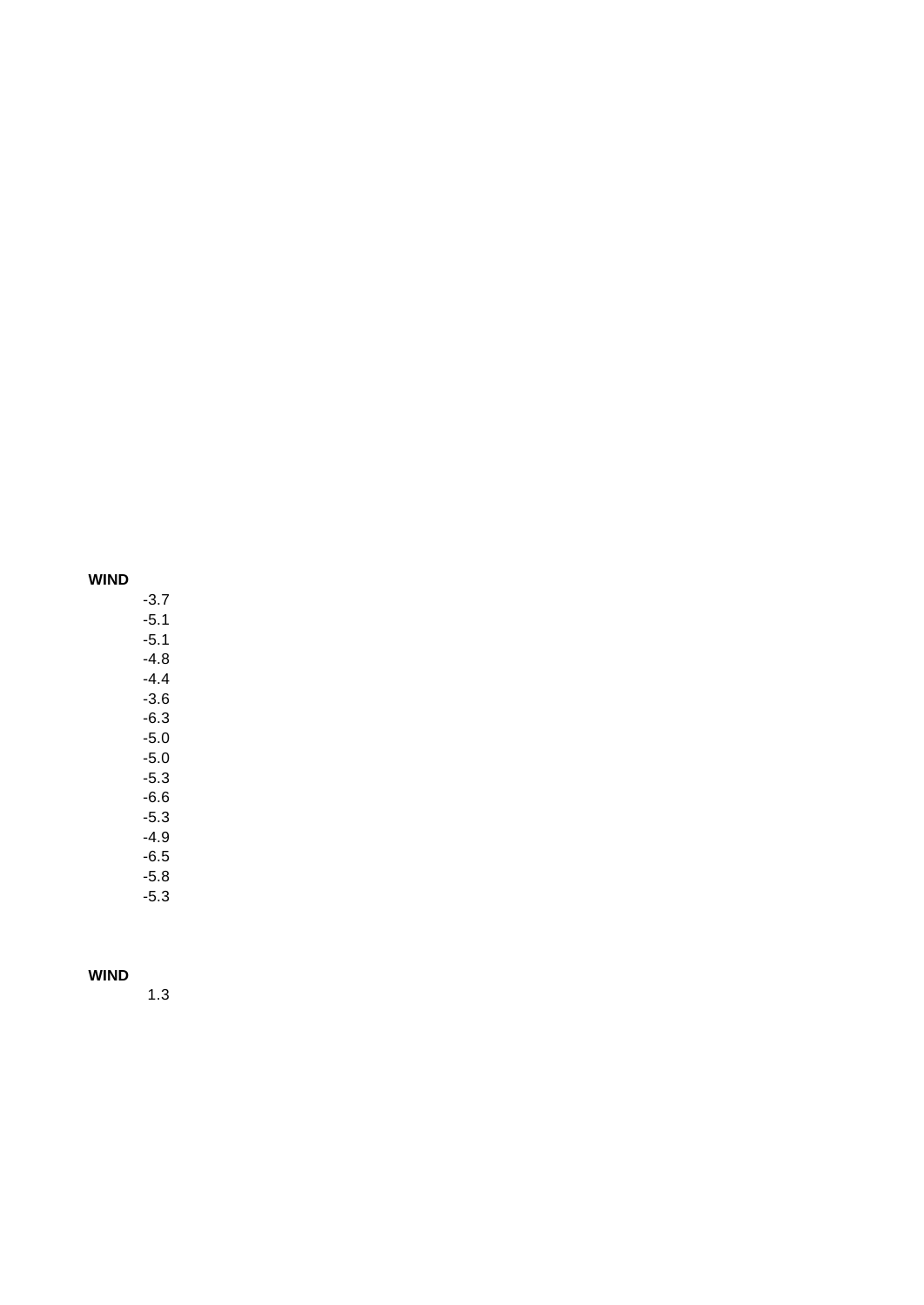| WIND |
|---|
| -3.7 |
| -5.1 |
| -5.1 |
| -4.8 |
| -4.4 |
| -3.6 |
| -6.3 |
| -5.0 |
| -5.0 |
| -5.3 |
| -6.6 |
| -5.3 |
| -4.9 |
| -6.5 |
| -5.8 |
| -5.3 |

| WIND |
|---|
| 1.3 |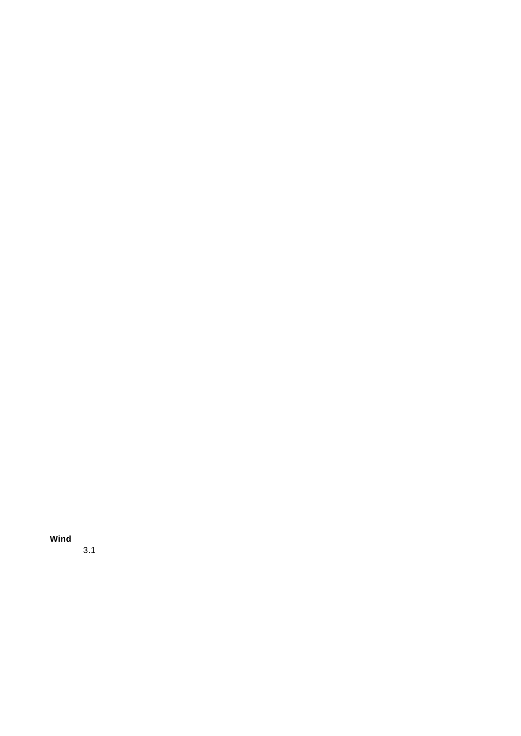**Wind**

3.1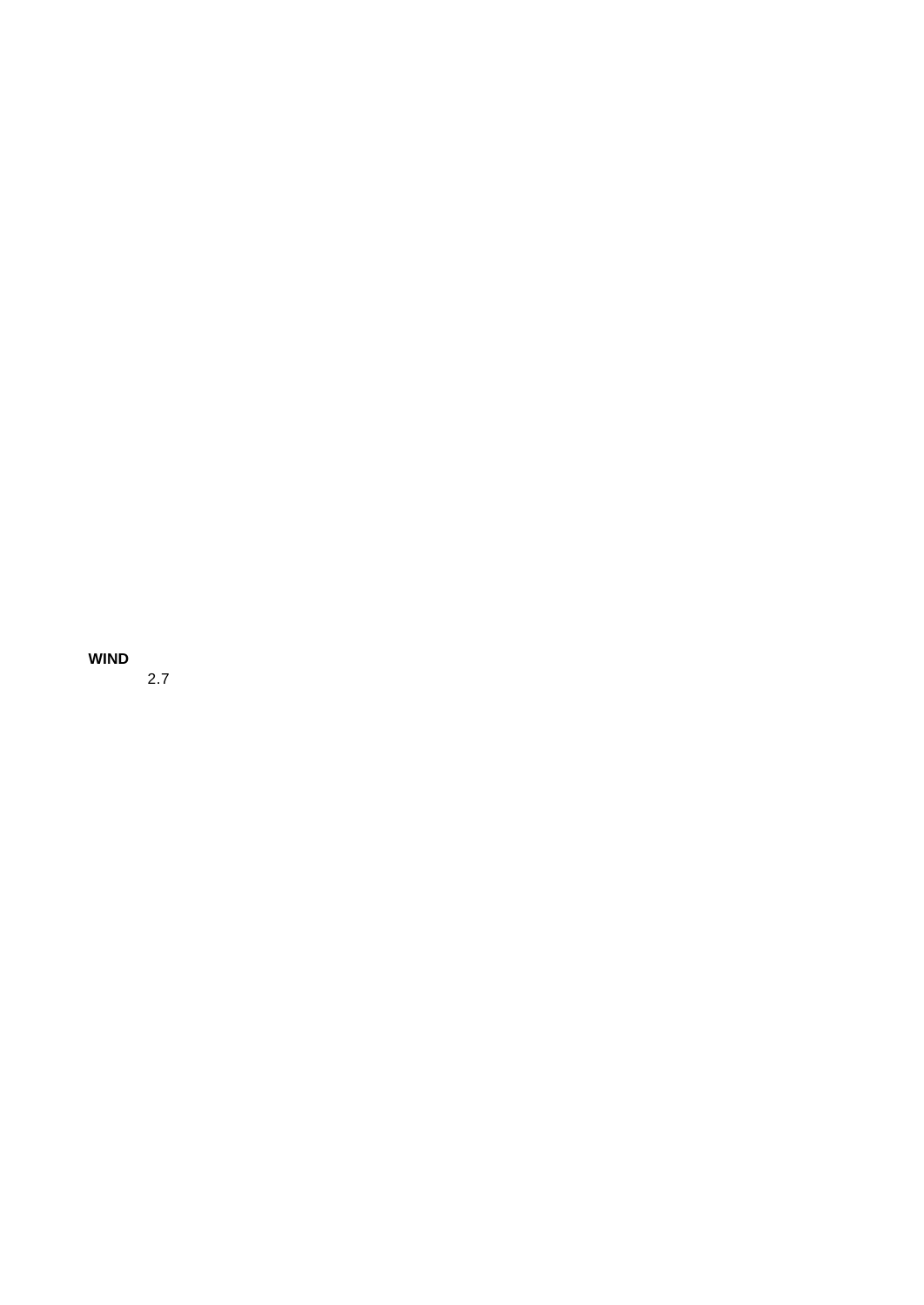**WIND**

2.7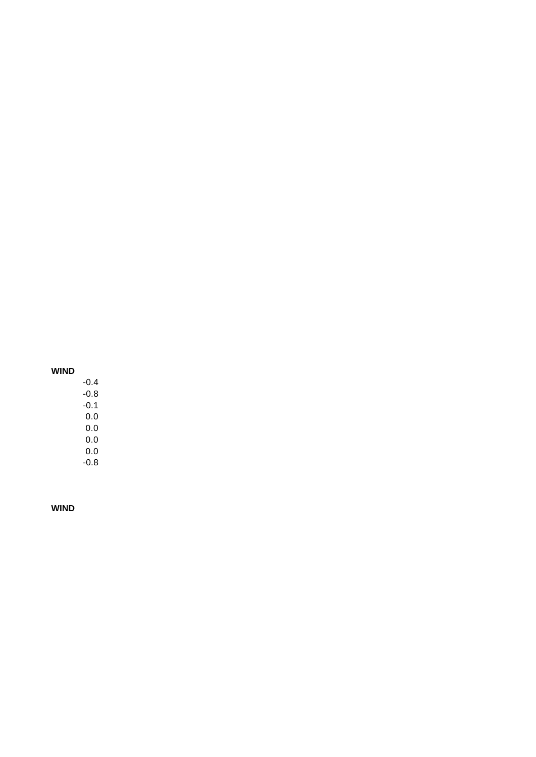**WIND**

| WIND |
|---|
| -0.4 |
| -0.8 |
| -0.1 |
| 0.0 |
| 0.0 |
| 0.0 |
| 0.0 |
| -0.8 |

**WIND**